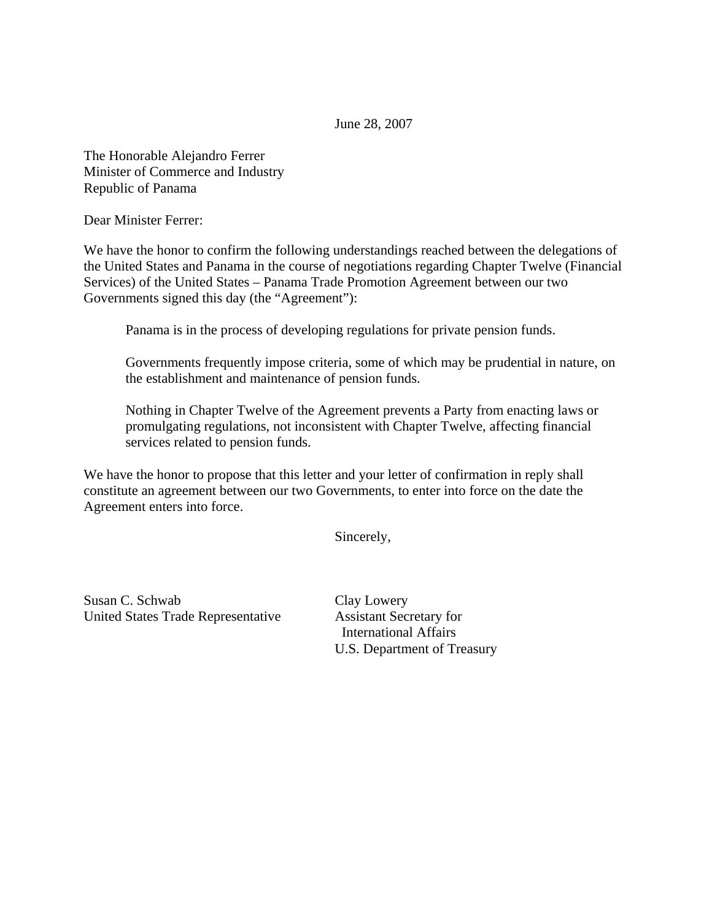June 28, 2007

The Honorable Alejandro Ferrer
Minister of Commerce and Industry
Republic of Panama

Dear Minister Ferrer:

We have the honor to confirm the following understandings reached between the delegations of the United States and Panama in the course of negotiations regarding Chapter Twelve (Financial Services) of the United States – Panama Trade Promotion Agreement between our two Governments signed this day (the "Agreement"):

> Panama is in the process of developing regulations for private pension funds.
>
> Governments frequently impose criteria, some of which may be prudential in nature, on the establishment and maintenance of pension funds.
>
> Nothing in Chapter Twelve of the Agreement prevents a Party from enacting laws or promulgating regulations, not inconsistent with Chapter Twelve, affecting financial services related to pension funds.

We have the honor to propose that this letter and your letter of confirmation in reply shall constitute an agreement between our two Governments, to enter into force on the date the Agreement enters into force.

Sincerely,

Susan C. Schwab
United States Trade Representative

Clay Lowery
Assistant Secretary for
International Affairs
U.S. Department of Treasury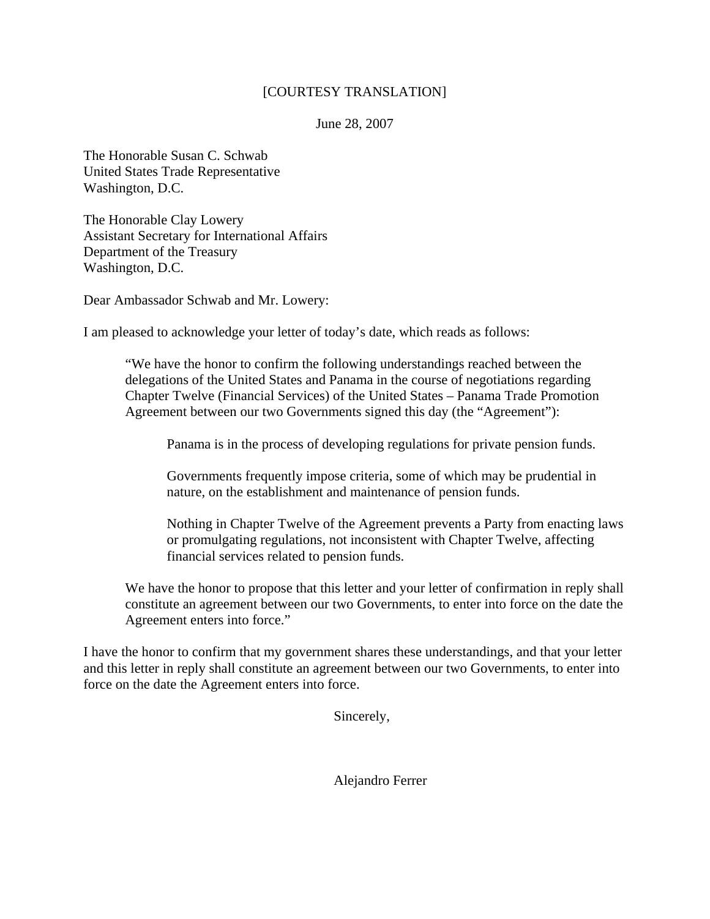[COURTESY TRANSLATION]

June 28, 2007

The Honorable Susan C. Schwab
United States Trade Representative
Washington, D.C.

The Honorable Clay Lowery
Assistant Secretary for International Affairs
Department of the Treasury
Washington, D.C.

Dear Ambassador Schwab and Mr. Lowery:

I am pleased to acknowledge your letter of today's date, which reads as follows:

> "We have the honor to confirm the following understandings reached between the delegations of the United States and Panama in the course of negotiations regarding Chapter Twelve (Financial Services) of the United States – Panama Trade Promotion Agreement between our two Governments signed this day (the "Agreement"):
>
>> Panama is in the process of developing regulations for private pension funds.
>>
>> Governments frequently impose criteria, some of which may be prudential in nature, on the establishment and maintenance of pension funds.
>>
>> Nothing in Chapter Twelve of the Agreement prevents a Party from enacting laws or promulgating regulations, not inconsistent with Chapter Twelve, affecting financial services related to pension funds.
>
> We have the honor to propose that this letter and your letter of confirmation in reply shall constitute an agreement between our two Governments, to enter into force on the date the Agreement enters into force."

I have the honor to confirm that my government shares these understandings, and that your letter and this letter in reply shall constitute an agreement between our two Governments, to enter into force on the date the Agreement enters into force.

Sincerely,

Alejandro Ferrer